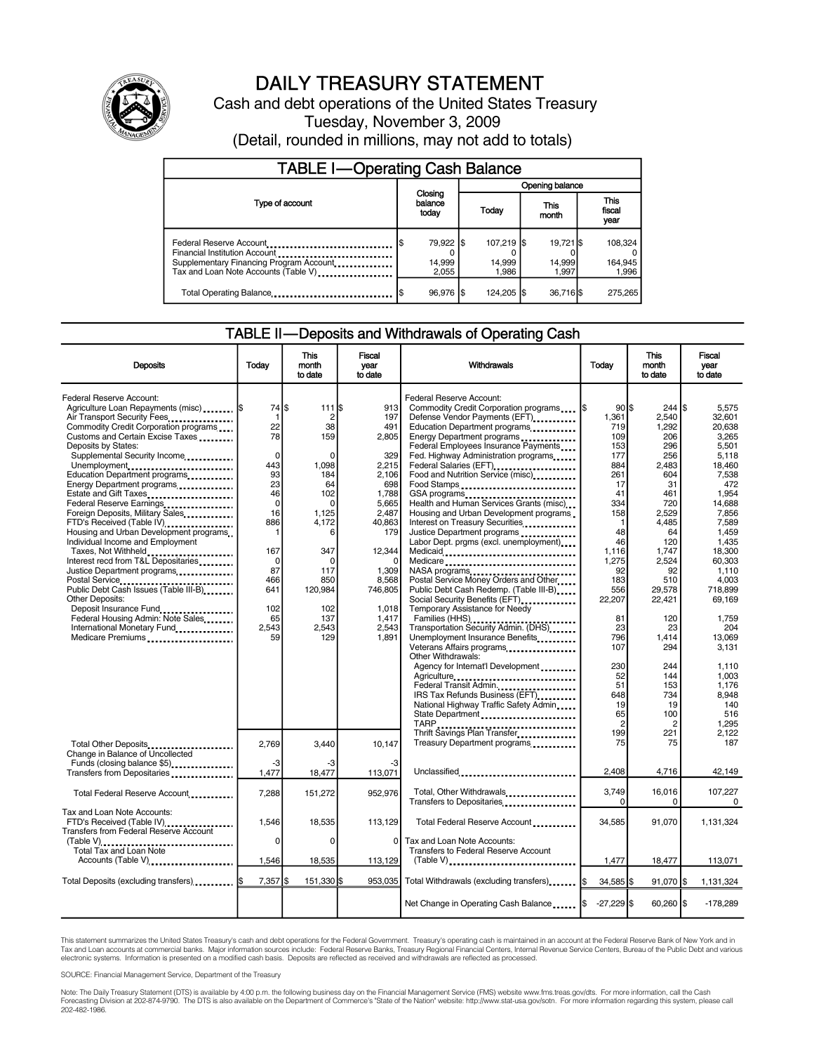# DAILY TREASURY STATEMENT

Cash and debt operations of the United States Treasury

Tuesday, November 3, 2009

(Detail, rounded in millions, may not add to totals)

## TABLE I—Operating Cash Balance

| Type of account | Closing balance today | Opening balance Today | This month | This fiscal year |
|---|---|---|---|---|
| Federal Reserve Account | $ 79,922 | $ 107,219 | $ 19,721 | $ 108,324 |
| Financial Institution Account | 0 | 0 | 0 | 0 |
| Supplementary Financing Program Account | 14,999 | 14,999 | 14,999 | 164,945 |
| Tax and Loan Note Accounts (Table V) | 2,055 | 1,986 | 1,997 | 1,996 |
| Total Operating Balance | $ 96,976 | $ 124,205 | $ 36,716 | $ 275,265 |

## TABLE II—Deposits and Withdrawals of Operating Cash

| Deposits | Today | This month to date | Fiscal year to date |
|---|---|---|---|
| Federal Reserve Account: | | | |
| Agriculture Loan Repayments (misc) | $ 74 | $ 111 | $ 913 |
| Air Transport Security Fees | 1 | 2 | 197 |
| Commodity Credit Corporation programs | 22 | 38 | 491 |
| Customs and Certain Excise Taxes | 78 | 159 | 2,805 |
| Deposits by States: | | | |
| Supplemental Security Income | 0 | 0 | 329 |
| Unemployment | 443 | 1,098 | 2,215 |
| Education Department programs | 93 | 184 | 2,106 |
| Energy Department programs | 23 | 64 | 698 |
| Estate and Gift Taxes | 46 | 102 | 1,788 |
| Federal Reserve Earnings | 0 | 0 | 5,665 |
| Foreign Deposits, Military Sales | 16 | 1,125 | 2,487 |
| FTD's Received (Table IV) | 886 | 4,172 | 40,863 |
| Housing and Urban Development programs | 1 | 6 | 179 |
| Individual Income and Employment Taxes, Not Withheld | 167 | 347 | 12,344 |
| Interest recd from T&L Depositaries | 0 | 0 | 0 |
| Justice Department programs | 87 | 117 | 1,309 |
| Postal Service | 466 | 850 | 8,568 |
| Public Debt Cash Issues (Table III-B) | 641 | 120,984 | 746,805 |
| Other Deposits: | | | |
| Deposit Insurance Fund | 102 | 102 | 1,018 |
| Federal Housing Admin: Note Sales | 65 | 137 | 1,417 |
| International Monetary Fund | 2,543 | 2,543 | 2,543 |
| Medicare Premiums | 59 | 129 | 1,891 |
| Total Other Deposits | 2,769 | 3,440 | 10,147 |
| Change in Balance of Uncollected Funds (closing balance $5) | -3 | -3 | -3 |
| Transfers from Depositaries | 1,477 | 18,477 | 113,071 |
| Total Federal Reserve Account | 7,288 | 151,272 | 952,976 |
| Tax and Loan Note Accounts: | | | |
| FTD's Received (Table IV) | 1,546 | 18,535 | 113,129 |
| Transfers from Federal Reserve Account (Table V) | 0 | 0 | 0 |
| Total Tax and Loan Note Accounts (Table V) | 1,546 | 18,535 | 113,129 |
| Total Deposits (excluding transfers) | $ 7,357 | $ 151,330 | $ 953,035 |

| Withdrawals | Today | This month to date | Fiscal year to date |
|---|---|---|---|
| Federal Reserve Account: | | | |
| Commodity Credit Corporation programs | $ 90 | $ 244 | $ 5,575 |
| Defense Vendor Payments (EFT) | 1,361 | 2,540 | 32,601 |
| Education Department programs | 719 | 1,292 | 20,638 |
| Energy Department programs | 109 | 206 | 3,265 |
| Federal Employees Insurance Payments | 153 | 296 | 5,501 |
| Fed. Highway Administration programs | 177 | 256 | 5,118 |
| Federal Salaries (EFT) | 884 | 2,483 | 18,460 |
| Food and Nutrition Service (misc) | 261 | 604 | 7,538 |
| Food Stamps | 17 | 31 | 472 |
| GSA programs | 41 | 461 | 1,954 |
| Health and Human Services Grants (misc) | 334 | 720 | 14,688 |
| Housing and Urban Development programs | 158 | 2,529 | 7,856 |
| Interest on Treasury Securities | 1 | 4,485 | 7,589 |
| Justice Department programs | 48 | 64 | 1,459 |
| Labor Dept. prgms (excl. unemployment) | 46 | 120 | 1,435 |
| Medicaid | 1,116 | 1,747 | 18,300 |
| Medicare | 1,275 | 2,524 | 60,303 |
| NASA programs | 92 | 92 | 1,110 |
| Postal Service Money Orders and Other | 183 | 510 | 4,003 |
| Public Debt Cash Redemp. (Table III-B) | 556 | 29,578 | 718,899 |
| Social Security Benefits (EFT) | 22,207 | 22,421 | 69,169 |
| Temporary Assistance for Needy Families (HHS) | 81 | 120 | 1,759 |
| Transportation Security Admin. (DHS) | 23 | 23 | 204 |
| Unemployment Insurance Benefits | 796 | 1,414 | 13,069 |
| Veterans Affairs programs | 107 | 294 | 3,131 |
| Other Withdrawals: | | | |
| Agency for Internat'l Development | 230 | 244 | 1,110 |
| Agriculture | 52 | 144 | 1,003 |
| Federal Transit Admin. | 51 | 153 | 1,176 |
| IRS Tax Refunds Business (EFT) | 648 | 734 | 8,948 |
| National Highway Traffic Safety Admin | 19 | 19 | 140 |
| State Department | 65 | 100 | 516 |
| TARP | 2 | 2 | 1,295 |
| Thrift Savings Plan Transfer | 199 | 221 | 2,122 |
| Treasury Department programs | 75 | 75 | 187 |
| Unclassified | 2,408 | 4,716 | 42,149 |
| Total, Other Withdrawals | 3,749 | 16,016 | 107,227 |
| Transfers to Depositaries | 0 | 0 | 0 |
| Total Federal Reserve Account | 34,585 | 91,070 | 1,131,324 |
| Tax and Loan Note Accounts: | | | |
| Transfers to Federal Reserve Account (Table V) | 1,477 | 18,477 | 113,071 |
| Total Withdrawals (excluding transfers) | $ 34,585 | $ 91,070 | $ 1,131,324 |
| Net Change in Operating Cash Balance | $ -27,229 | $ 60,260 | $ -178,289 |

This statement summarizes the United States Treasury's cash and debt operations for the Federal Government. Treasury's operating cash is maintained in an account at the Federal Reserve Bank of New York and in Tax and Loan accounts at commercial banks. Major information sources include: Federal Reserve Banks, Treasury Regional Financial Centers, Internal Revenue Service Centers, Bureau of the Public Debt and various electronic systems. Information is presented on a modified cash basis. Deposits are reflected as received and withdrawals are reflected as processed.

SOURCE: Financial Management Service, Department of the Treasury

Note: The Daily Treasury Statement (DTS) is available by 4:00 p.m. the following business day on the Financial Management Service (FMS) website www.fms.treas.gov/dts. For more information, call the Cash Forecasting Division at 202-874-9790. The DTS is also available on the Department of Commerce's "State of the Nation" website: http://www.stat-usa.gov/sotn. For more information regarding this system, please call 202-482-1986.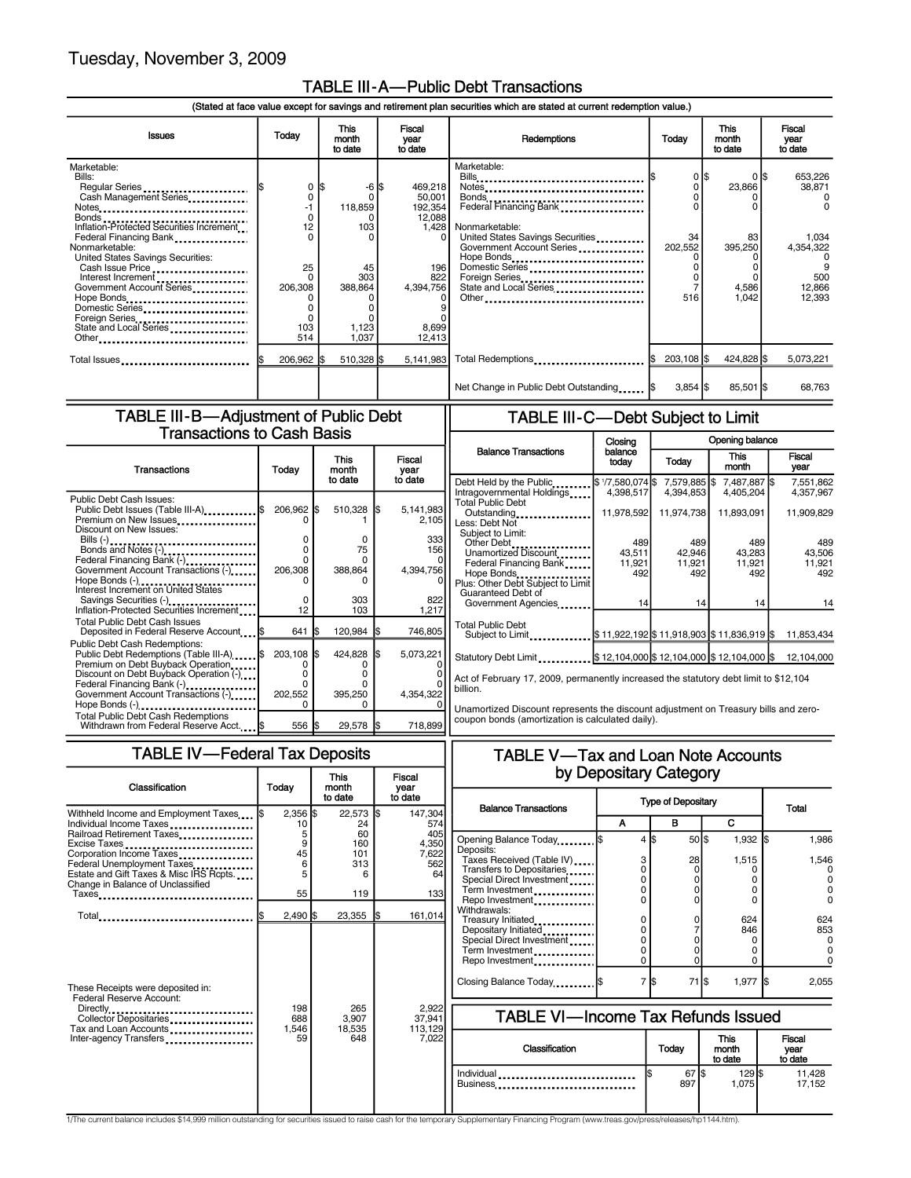Tuesday, November 3, 2009

## TABLE III-A—Public Debt Transactions

(Stated at face value except for savings and retirement plan securities which are stated at current redemption value.)

| Issues | Today | This month to date | Fiscal year to date |
|---|---|---|---|
| Marketable: | | | |
| Bills: | | | |
| Regular Series | $ 0 | $ -6 | $ 469,218 |
| Cash Management Series | 0 | 0 | 50,001 |
| Notes | -1 | 118,859 | 192,354 |
| Bonds | 0 | 0 | 12,088 |
| Inflation-Protected Securities Increment | 12 | 103 | 1,428 |
| Federal Financing Bank | 0 | 0 | 0 |
| Nonmarketable: | | | |
| United States Savings Securities: | | | |
| Cash Issue Price | 25 | 45 | 196 |
| Interest Increment | 0 | 303 | 822 |
| Government Account Series | 206,308 | 388,864 | 4,394,756 |
| Hope Bonds | 0 | 0 | 0 |
| Domestic Series | 0 | 0 | 9 |
| Foreign Series | 0 | 0 | 0 |
| State and Local Series | 103 | 1,123 | 8,699 |
| Other | 514 | 1,037 | 12,413 |
| Total Issues | $ 206,962 | $ 510,328 | $ 5,141,983 |

| Redemptions | Today | This month to date | Fiscal year to date |
|---|---|---|---|
| Marketable: | | | |
| Bills | $ 0 | $ 0 | $ 653,226 |
| Notes | 0 | 23,866 | 38,871 |
| Bonds | 0 | 0 | 0 |
| Federal Financing Bank | 0 | 0 | 0 |
| Nonmarketable: | | | |
| United States Savings Securities | 34 | 83 | 1,034 |
| Government Account Series | 202,552 | 395,250 | 4,354,322 |
| Hope Bonds | 0 | 0 | 0 |
| Domestic Series | 0 | 0 | 9 |
| Foreign Series | 0 | 0 | 500 |
| State and Local Series | 7 | 4,586 | 12,866 |
| Other | 516 | 1,042 | 12,393 |
| Total Redemptions | $ 203,108 | $ 424,828 | $ 5,073,221 |
| Net Change in Public Debt Outstanding | $ 3,854 | $ 85,501 | $ 68,763 |

## TABLE III-B—Adjustment of Public Debt Transactions to Cash Basis

| Transactions | Today | This month to date | Fiscal year to date |
|---|---|---|---|
| Public Debt Cash Issues: | | | |
| Public Debt Issues (Table III-A) | $ 206,962 | $ 510,328 | $ 5,141,983 |
| Premium on New Issues | 0 | 1 | 2,105 |
| Discount on New Issues: | | | |
| Bills (-) | 0 | 0 | 333 |
| Bonds and Notes (-) | 0 | 75 | 156 |
| Federal Financing Bank (-) | 0 | 0 | 0 |
| Government Account Transactions (-) | 206,308 | 388,864 | 4,394,756 |
| Hope Bonds (-) | 0 | 0 | 0 |
| Interest Increment on United States Savings Securities (-) | 0 | 303 | 822 |
| Inflation-Protected Securities Increment | 12 | 103 | 1,217 |
| Total Public Debt Cash Issues Deposited in Federal Reserve Account | $ 641 | $ 120,984 | $ 746,805 |
| Public Debt Cash Redemptions: | | | |
| Public Debt Redemptions (Table III-A) | $ 203,108 | $ 424,828 | $ 5,073,221 |
| Premium on Debt Buyback Operation | 0 | 0 | 0 |
| Discount on Debt Buyback Operation (-) | 0 | 0 | 0 |
| Federal Financing Bank (-) | 0 | 0 | 0 |
| Government Account Transactions (-) | 202,552 | 395,250 | 4,354,322 |
| Hope Bonds (-) | 0 | 0 | 0 |
| Total Public Debt Cash Redemptions Withdrawn from Federal Reserve Acct. | $ 556 | $ 29,578 | $ 718,899 |

## TABLE III-C—Debt Subject to Limit

| Balance Transactions | Closing balance today | Opening balance | | |
|---|---|---|---|---|
| | | Today | This month | Fiscal year |
| Debt Held by the Public | $ [1]7,580,074 | $ 7,579,885 | $ 7,487,887 | $ 7,551,862 |
| Intragovernmental Holdings | 4,398,517 | 4,394,853 | 4,405,204 | 4,357,967 |
| Total Public Debt Outstanding | 11,978,592 | 11,974,738 | 11,893,091 | 11,909,829 |
| Less: Debt Not Subject to Limit: | | | | |
| Other Debt | 489 | 489 | 489 | 489 |
| Unamortized Discount | 43,511 | 42,946 | 43,283 | 43,506 |
| Federal Financing Bank | 11,921 | 11,921 | 11,921 | 11,921 |
| Hope Bonds | 492 | 492 | 492 | 492 |
| Plus: Other Debt Subject to Limit | | | | |
| Guaranteed Debt of Government Agencies | 14 | 14 | 14 | 14 |
| Total Public Debt Subject to Limit | $ 11,922,192 | $ 11,918,903 | $ 11,836,919 | $ 11,853,434 |
| Statutory Debt Limit | $ 12,104,000 | $ 12,104,000 | $ 12,104,000 | $ 12,104,000 |

Act of February 17, 2009, permanently increased the statutory debt limit to $12,104 billion.

Unamortized Discount represents the discount adjustment on Treasury bills and zero-coupon bonds (amortization is calculated daily).

## TABLE IV—Federal Tax Deposits

| Classification | Today | This month to date | Fiscal year to date |
|---|---|---|---|
| Withheld Income and Employment Taxes | $ 2,356 | $ 22,573 | $ 147,304 |
| Individual Income Taxes | 10 | 24 | 574 |
| Railroad Retirement Taxes | 5 | 60 | 405 |
| Excise Taxes | 9 | 160 | 4,350 |
| Corporation Income Taxes | 45 | 101 | 7,622 |
| Federal Unemployment Taxes | 6 | 313 | 562 |
| Estate and Gift Taxes & Misc IRS Rcpts. | 5 | 6 | 64 |
| Change in Balance of Unclassified Taxes | 55 | 119 | 133 |
| Total | $ 2,490 | $ 23,355 | $ 161,014 |
| These Receipts were deposited in: | | | |
| Federal Reserve Account: | | | |
| Directly | 198 | 265 | 2,922 |
| Collector Depositaries | 688 | 3,907 | 37,941 |
| Tax and Loan Accounts | 1,546 | 18,535 | 113,129 |
| Inter-agency Transfers | 59 | 648 | 7,022 |

## TABLE V—Tax and Loan Note Accounts by Depositary Category

| Balance Transactions | Type of Depositary | | | Total |
|---|---|---|---|---|
| | A | B | C | |
| Opening Balance Today | $ 4 | $ 50 | $ 1,932 | $ 1,986 |
| Deposits: | | | | |
| Taxes Received (Table IV) | 3 | 28 | 1,515 | 1,546 |
| Transfers to Depositaries | 0 | 0 | 0 | 0 |
| Special Direct Investment | 0 | 0 | 0 | 0 |
| Term Investment | 0 | 0 | 0 | 0 |
| Repo Investment | 0 | 0 | 0 | 0 |
| Withdrawals: | | | | |
| Treasury Initiated | 0 | 0 | 624 | 624 |
| Depositary Initiated | 0 | 7 | 846 | 853 |
| Special Direct Investment | 0 | 0 | 0 | 0 |
| Term Investment | 0 | 0 | 0 | 0 |
| Repo Investment | 0 | 0 | 0 | 0 |
| Closing Balance Today | $ 7 | $ 71 | $ 1,977 | $ 2,055 |

## TABLE VI—Income Tax Refunds Issued

| Classification | Today | This month to date | Fiscal year to date |
|---|---|---|---|
| Individual | $ 67 | $ 129 | $ 11,428 |
| Business | 897 | 1,075 | 17,152 |

1/The current balance includes $14,999 million outstanding for securities issued to raise cash for the temporary Supplementary Financing Program (www.treas.gov/press/releases/hp1144.htm).